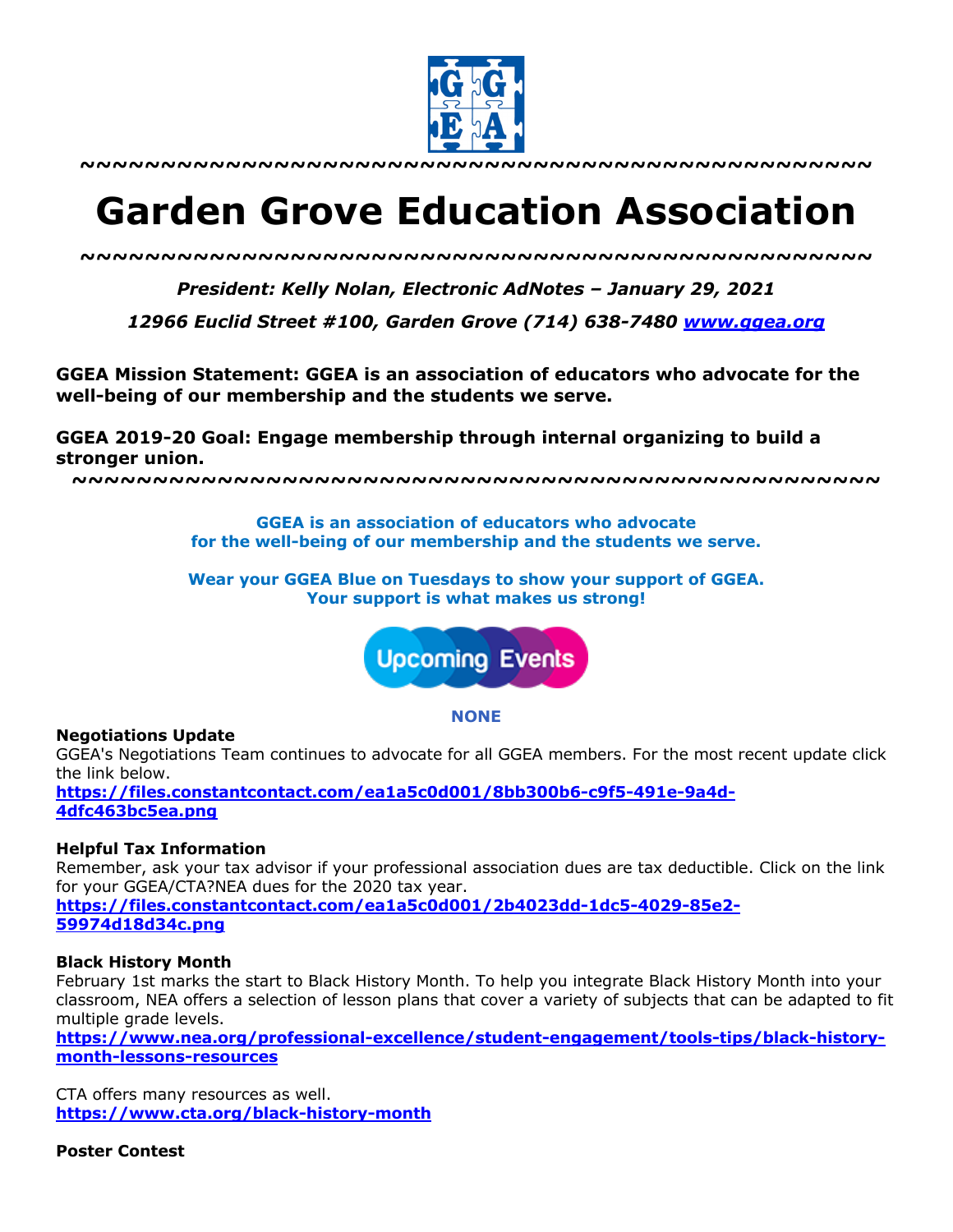~~~~~~~~~~~~~~~~~~~~~~~~~~~~~~~~~~~~~~~~~~~~~~~~~~~~~~~

# Garden Grove Education Association

~~~~~~~~~~~~~~~~~~~~~~~~~~~~~~~~~~~~~~~~~~~~~~~~~~~~~~~

***President: Kelly Nolan, Electronic AdNotes – January 29, 2021***

***12966 Euclid Street #100, Garden Grove (714) 638-7480 [www.ggea.org](www.ggea.org)***

**GGEA Mission Statement: GGEA is an association of educators who advocate for the well-being of our membership and the students we serve.**

**GGEA 2019-20 Goal: Engage membership through internal organizing to build a stronger union.**

~~~~~~~~~~~~~~~~~~~~~~~~~~~~~~~~~~~~~~~~~~~~~~~~~~~~~~~

**GGEA is an association of educators who advocate for the well-being of our membership and the students we serve.**

**Wear your GGEA Blue on Tuesdays to show your support of GGEA. Your support is what makes us strong!**

Upcoming Events

**NONE**

**Negotiations Update**

GGEA's Negotiations Team continues to advocate for all GGEA members. For the most recent update click the link below.

**https://files.constantcontact.com/ea1a5c0d001/8bb300b6-c9f5-491e-9a4d-4dfc463bc5ea.png**

**Helpful Tax Information**

Remember, ask your tax advisor if your professional association dues are tax deductible. Click on the link for your GGEA/CTA?NEA dues for the 2020 tax year.

**https://files.constantcontact.com/ea1a5c0d001/2b4023dd-1dc5-4029-85e2-59974d18d34c.png**

**Black History Month**

February 1st marks the start to Black History Month. To help you integrate Black History Month into your classroom, NEA offers a selection of lesson plans that cover a variety of subjects that can be adapted to fit multiple grade levels.

**https://www.nea.org/professional-excellence/student-engagement/tools-tips/black-history-month-lessons-resources**

CTA offers many resources as well.

**https://www.cta.org/black-history-month**

**Poster Contest**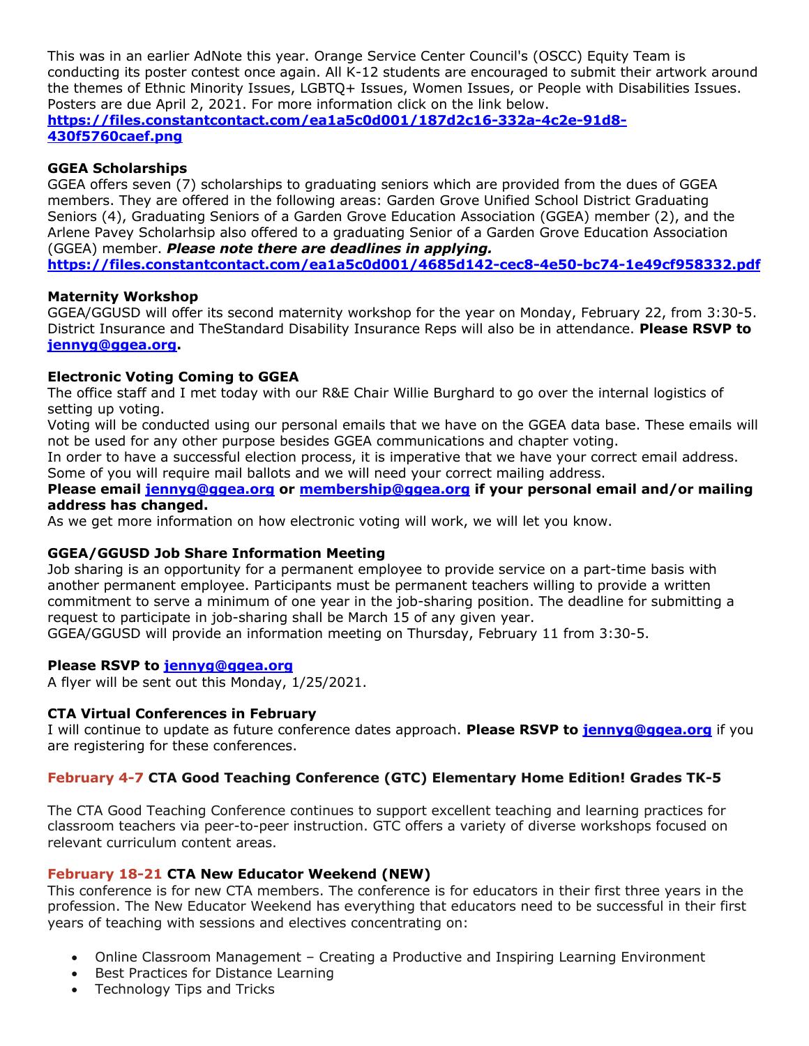This was in an earlier AdNote this year. Orange Service Center Council's (OSCC) Equity Team is conducting its poster contest once again. All K-12 students are encouraged to submit their artwork around the themes of Ethnic Minority Issues, LGBTQ+ Issues, Women Issues, or People with Disabilities Issues. Posters are due April 2, 2021. For more information click on the link below.
**https://files.constantcontact.com/ea1a5c0d001/187d2c16-332a-4c2e-91d8-430f5760caef.png**

**GGEA Scholarships**
GGEA offers seven (7) scholarships to graduating seniors which are provided from the dues of GGEA members. They are offered in the following areas: Garden Grove Unified School District Graduating Seniors (4), Graduating Seniors of a Garden Grove Education Association (GGEA) member (2), and the Arlene Pavey Scholarhsip also offered to a graduating Senior of a Garden Grove Education Association (GGEA) member. ***Please note there are deadlines in applying.***
**https://files.constantcontact.com/ea1a5c0d001/4685d142-cec8-4e50-bc74-1e49cf958332.pdf**

**Maternity Workshop**
GGEA/GGUSD will offer its second maternity workshop for the year on Monday, February 22, from 3:30-5. District Insurance and TheStandard Disability Insurance Reps will also be in attendance. **Please RSVP to jennyg@ggea.org.**

**Electronic Voting Coming to GGEA**
The office staff and I met today with our R&E Chair Willie Burghard to go over the internal logistics of setting up voting.
Voting will be conducted using our personal emails that we have on the GGEA data base. These emails will not be used for any other purpose besides GGEA communications and chapter voting.
In order to have a successful election process, it is imperative that we have your correct email address. Some of you will require mail ballots and we will need your correct mailing address.
**Please email jennyg@ggea.org or membership@ggea.org if your personal email and/or mailing address has changed.**
As we get more information on how electronic voting will work, we will let you know.

**GGEA/GGUSD Job Share Information Meeting**
Job sharing is an opportunity for a permanent employee to provide service on a part-time basis with another permanent employee. Participants must be permanent teachers willing to provide a written commitment to serve a minimum of one year in the job-sharing position. The deadline for submitting a request to participate in job-sharing shall be March 15 of any given year.
GGEA/GGUSD will provide an information meeting on Thursday, February 11 from 3:30-5.

**Please RSVP to jennyg@ggea.org**
A flyer will be sent out this Monday, 1/25/2021.

**CTA Virtual Conferences in February**
I will continue to update as future conference dates approach. **Please RSVP to jennyg@ggea.org** if you are registering for these conferences.

**February 4-7 CTA Good Teaching Conference (GTC) Elementary Home Edition! Grades TK-5**

The CTA Good Teaching Conference continues to support excellent teaching and learning practices for classroom teachers via peer-to-peer instruction. GTC offers a variety of diverse workshops focused on relevant curriculum content areas.

**February 18-21 CTA New Educator Weekend (NEW)**
This conference is for new CTA members. The conference is for educators in their first three years in the profession. The New Educator Weekend has everything that educators need to be successful in their first years of teaching with sessions and electives concentrating on:

- Online Classroom Management – Creating a Productive and Inspiring Learning Environment
- Best Practices for Distance Learning
- Technology Tips and Tricks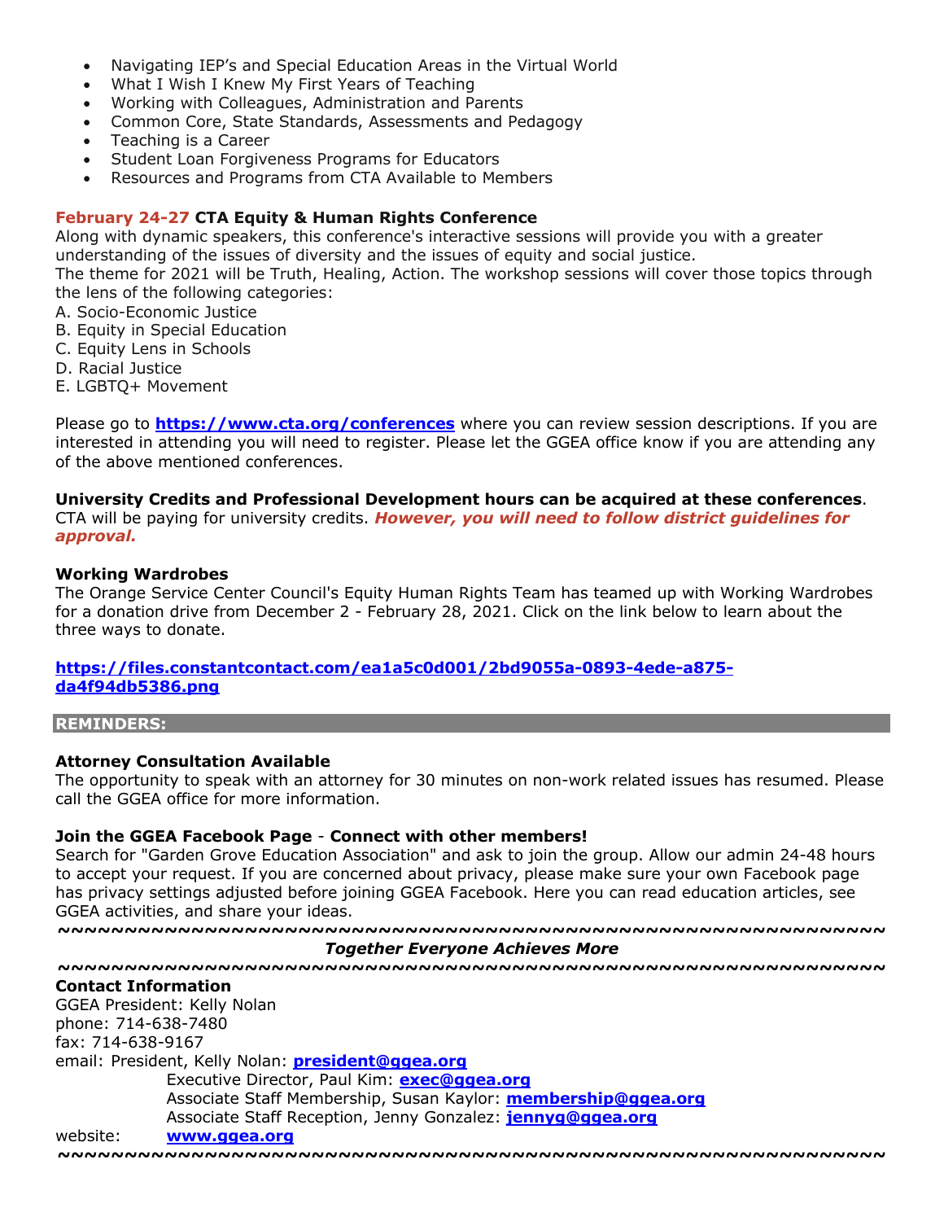- Navigating IEP's and Special Education Areas in the Virtual World
- What I Wish I Knew My First Years of Teaching
- Working with Colleagues, Administration and Parents
- Common Core, State Standards, Assessments and Pedagogy
- Teaching is a Career
- Student Loan Forgiveness Programs for Educators
- Resources and Programs from CTA Available to Members

**February 24-27 CTA Equity & Human Rights Conference**
Along with dynamic speakers, this conference's interactive sessions will provide you with a greater understanding of the issues of diversity and the issues of equity and social justice.
The theme for 2021 will be Truth, Healing, Action. The workshop sessions will cover those topics through the lens of the following categories:
A. Socio-Economic Justice
B. Equity in Special Education
C. Equity Lens in Schools
D. Racial Justice
E. LGBTQ+ Movement

Please go to **https://www.cta.org/conferences** where you can review session descriptions. If you are interested in attending you will need to register. Please let the GGEA office know if you are attending any of the above mentioned conferences.

**University Credits and Professional Development hours can be acquired at these conferences**. CTA will be paying for university credits. ***However, you will need to follow district guidelines for approval.***

**Working Wardrobes**
The Orange Service Center Council's Equity Human Rights Team has teamed up with Working Wardrobes for a donation drive from December 2 - February 28, 2021. Click on the link below to learn about the three ways to donate.

**https://files.constantcontact.com/ea1a5c0d001/2bd9055a-0893-4ede-a875-da4f94db5386.png**

**REMINDERS:**

**Attorney Consultation Available**
The opportunity to speak with an attorney for 30 minutes on non-work related issues has resumed. Please call the GGEA office for more information.

**Join the GGEA Facebook Page - Connect with other members!**
Search for "Garden Grove Education Association" and ask to join the group. Allow our admin 24-48 hours to accept your request. If you are concerned about privacy, please make sure your own Facebook page has privacy settings adjusted before joining GGEA Facebook. Here you can read education articles, see GGEA activities, and share your ideas.

~~~~~~~~~~~~~~~~~~~~~~~~~~~~~~~~~~~~~~~~~~~~~~~~~~~~~~~~~~~~~~~~

***Together Everyone Achieves More***

~~~~~~~~~~~~~~~~~~~~~~~~~~~~~~~~~~~~~~~~~~~~~~~~~~~~~~~~~~~~~~~~

**Contact Information**
GGEA President: Kelly Nolan
phone: 714-638-7480
fax: 714-638-9167
email: President, Kelly Nolan: **president@ggea.org**
Executive Director, Paul Kim: **exec@ggea.org**
Associate Staff Membership, Susan Kaylor: **membership@ggea.org**
Associate Staff Reception, Jenny Gonzalez: **jennyg@ggea.org**
website: **www.ggea.org**

~~~~~~~~~~~~~~~~~~~~~~~~~~~~~~~~~~~~~~~~~~~~~~~~~~~~~~~~~~~~~~~~